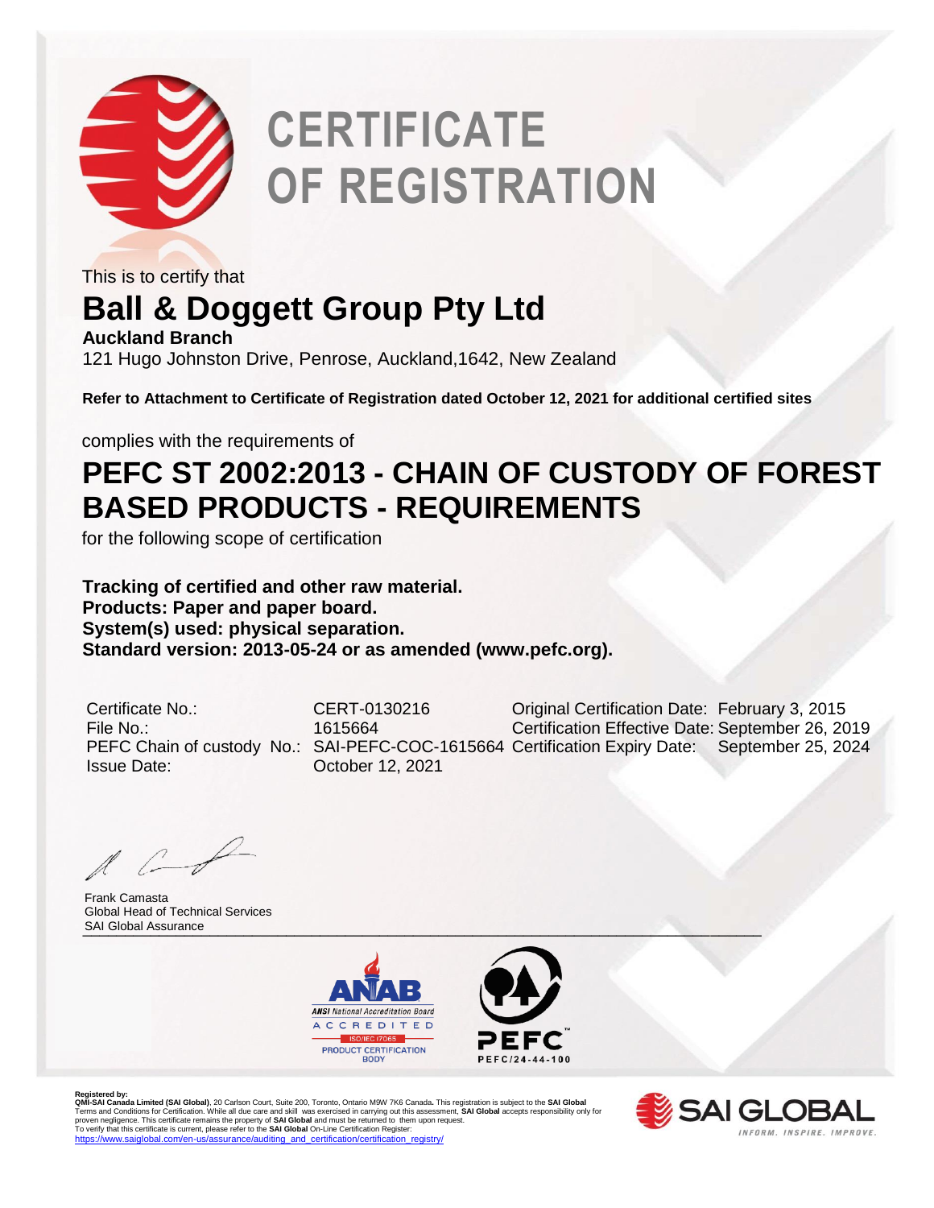# CERTIFICATE OF REGISTRATION

This is to certify that

## Ball & Doggett Group Pty Ltd

**Auckland Branch**

121 Hugo Johnston Drive, Penrose, Auckland,1642, New Zealand

**Refer to Attachment to Certificate of Registration dated October 12, 2021 for additional certified sites**

complies with the requirements of

## PEFC ST 2002:2013 - CHAIN OF CUSTODY OF FOREST BASED PRODUCTS - REQUIREMENTS

for the following scope of certification

**Tracking of certified and other raw material.**
**Products: Paper and paper board.**
**System(s) used: physical separation.**
**Standard version: 2013-05-24 or as amended (www.pefc.org).**

| | | | |
|---|---|---|---|
| Certificate No.: | CERT-0130216 | Original Certification Date: | February 3, 2015 |
| File No.: | 1615664 | Certification Effective Date: | September 26, 2019 |
| PEFC Chain of custody No.: | SAI-PEFC-COC-1615664 | Certification Expiry Date: | September 25, 2024 |
| Issue Date: | October 12, 2021 | | |

Frank Camasta
Global Head of Technical Services
SAI Global Assurance

ANSI National Accreditation Board ACCREDITED ISO/IEC 17065 PRODUCT CERTIFICATION BODY

PEFC/24-44-100

**Registered by:**
**QMI-SAI Canada Limited (SAI Global)**, 20 Carlson Court, Suite 200, Toronto, Ontario M9W 7K6 Canada**.** This registration is subject to the **SAI Global** Terms and Conditions for Certification. While all due care and skill was exercised in carrying out this assessment, **SAI Global** accepts responsibility only for proven negligence. This certificate remains the property of **SAI Global** and must be returned to them upon request.
To verify that this certificate is current, please refer to the **SAI Global** On-Line Certification Register:
https://www.saiglobal.com/en-us/assurance/auditing_and_certification/certification_registry/

SAI GLOBAL — INFORM. INSPIRE. IMPROVE.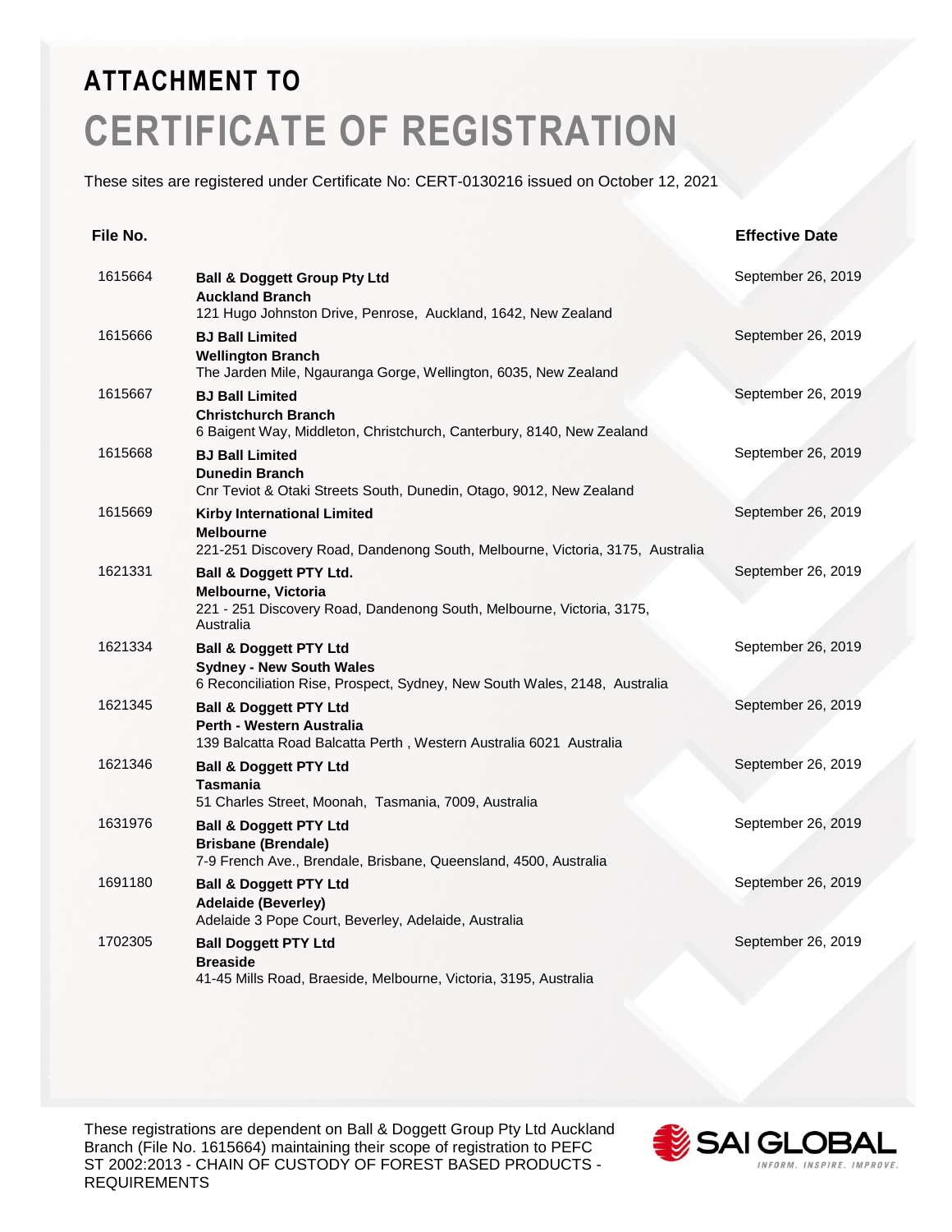# ATTACHMENT TO
# CERTIFICATE OF REGISTRATION

These sites are registered under Certificate No: CERT-0130216 issued on October 12, 2021

| File No. | | Effective Date |
|---|---|---|
| 1615664 | **Ball & Doggett Group Pty Ltd**<br>**Auckland Branch**<br>121 Hugo Johnston Drive, Penrose, Auckland, 1642, New Zealand | September 26, 2019 |
| 1615666 | **BJ Ball Limited**<br>**Wellington Branch**<br>The Jarden Mile, Ngauranga Gorge, Wellington, 6035, New Zealand | September 26, 2019 |
| 1615667 | **BJ Ball Limited**<br>**Christchurch Branch**<br>6 Baigent Way, Middleton, Christchurch, Canterbury, 8140, New Zealand | September 26, 2019 |
| 1615668 | **BJ Ball Limited**<br>**Dunedin Branch**<br>Cnr Teviot & Otaki Streets South, Dunedin, Otago, 9012, New Zealand | September 26, 2019 |
| 1615669 | **Kirby International Limited**<br>**Melbourne**<br>221-251 Discovery Road, Dandenong South, Melbourne, Victoria, 3175, Australia | September 26, 2019 |
| 1621331 | **Ball & Doggett PTY Ltd.**<br>**Melbourne, Victoria**<br>221 - 251 Discovery Road, Dandenong South, Melbourne, Victoria, 3175, Australia | September 26, 2019 |
| 1621334 | **Ball & Doggett PTY Ltd**<br>**Sydney - New South Wales**<br>6 Reconciliation Rise, Prospect, Sydney, New South Wales, 2148, Australia | September 26, 2019 |
| 1621345 | **Ball & Doggett PTY Ltd**<br>**Perth - Western Australia**<br>139 Balcatta Road Balcatta Perth , Western Australia 6021 Australia | September 26, 2019 |
| 1621346 | **Ball & Doggett PTY Ltd**<br>**Tasmania**<br>51 Charles Street, Moonah, Tasmania, 7009, Australia | September 26, 2019 |
| 1631976 | **Ball & Doggett PTY Ltd**<br>**Brisbane (Brendale)**<br>7-9 French Ave., Brendale, Brisbane, Queensland, 4500, Australia | September 26, 2019 |
| 1691180 | **Ball & Doggett PTY Ltd**<br>**Adelaide (Beverley)**<br>Adelaide 3 Pope Court, Beverley, Adelaide, Australia | September 26, 2019 |
| 1702305 | **Ball Doggett PTY Ltd**<br>**Breaside**<br>41-45 Mills Road, Braeside, Melbourne, Victoria, 3195, Australia | September 26, 2019 |

These registrations are dependent on Ball & Doggett Group Pty Ltd Auckland Branch (File No. 1615664) maintaining their scope of registration to PEFC ST 2002:2013 - CHAIN OF CUSTODY OF FOREST BASED PRODUCTS - REQUIREMENTS

SAI GLOBAL
INFORM. INSPIRE. IMPROVE.